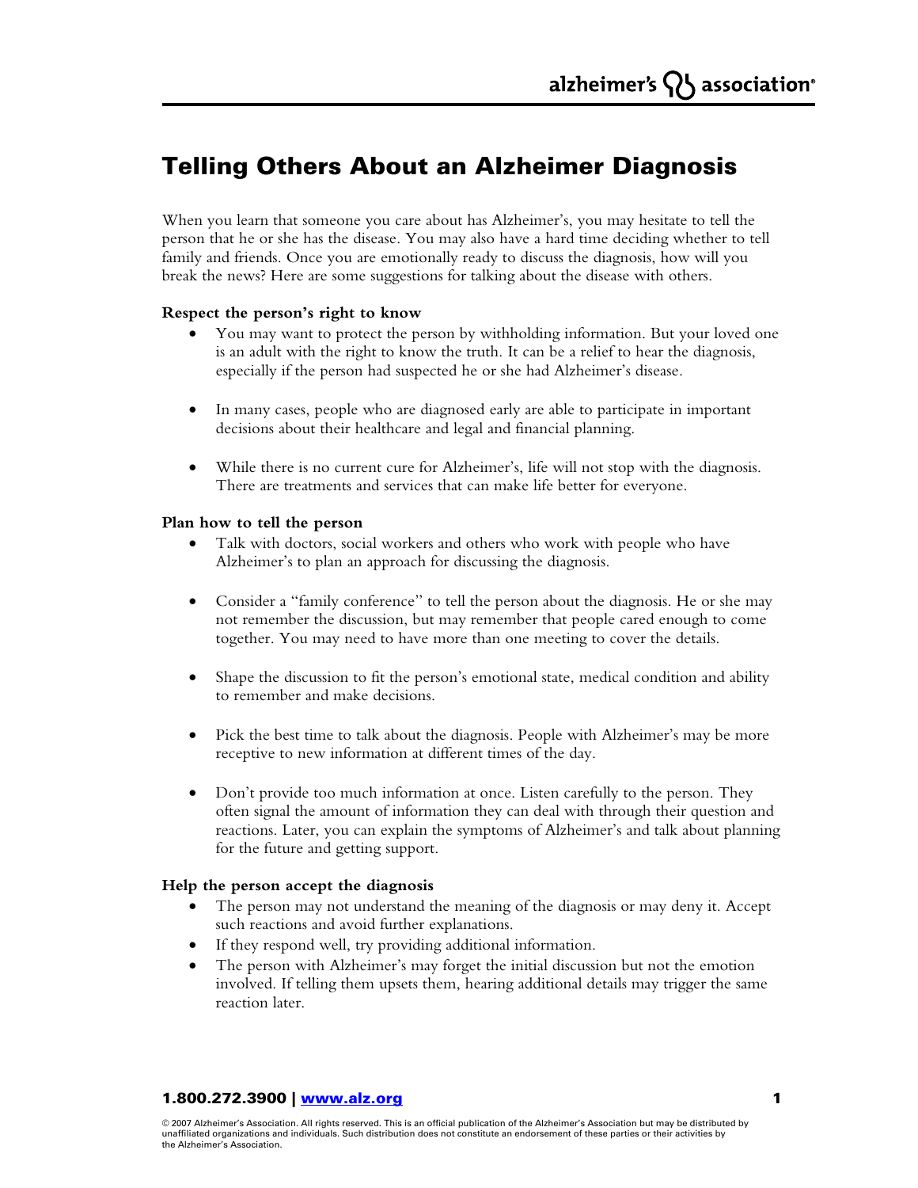# Telling Others About an Alzheimer Diagnosis

When you learn that someone you care about has Alzheimer's, you may hesitate to tell the person that he or she has the disease. You may also have a hard time deciding whether to tell family and friends. Once you are emotionally ready to discuss the diagnosis, how will you break the news? Here are some suggestions for talking about the disease with others.

**Respect the person's right to know**

- You may want to protect the person by withholding information. But your loved one is an adult with the right to know the truth. It can be a relief to hear the diagnosis, especially if the person had suspected he or she had Alzheimer's disease.
- In many cases, people who are diagnosed early are able to participate in important decisions about their healthcare and legal and financial planning.
- While there is no current cure for Alzheimer's, life will not stop with the diagnosis. There are treatments and services that can make life better for everyone.

**Plan how to tell the person**

- Talk with doctors, social workers and others who work with people who have Alzheimer's to plan an approach for discussing the diagnosis.
- Consider a "family conference" to tell the person about the diagnosis. He or she may not remember the discussion, but may remember that people cared enough to come together. You may need to have more than one meeting to cover the details.
- Shape the discussion to fit the person's emotional state, medical condition and ability to remember and make decisions.
- Pick the best time to talk about the diagnosis. People with Alzheimer's may be more receptive to new information at different times of the day.
- Don't provide too much information at once. Listen carefully to the person. They often signal the amount of information they can deal with through their question and reactions. Later, you can explain the symptoms of Alzheimer's and talk about planning for the future and getting support.

**Help the person accept the diagnosis**

- The person may not understand the meaning of the diagnosis or may deny it. Accept such reactions and avoid further explanations.
- If they respond well, try providing additional information.
- The person with Alzheimer's may forget the initial discussion but not the emotion involved. If telling them upsets them, hearing additional details may trigger the same reaction later.

**1.800.272.3900 | www.alz.org**

© 2007 Alzheimer's Association. All rights reserved. This is an official publication of the Alzheimer's Association but may be distributed by unaffiliated organizations and individuals. Such distribution does not constitute an endorsement of these parties or their activities by the Alzheimer's Association.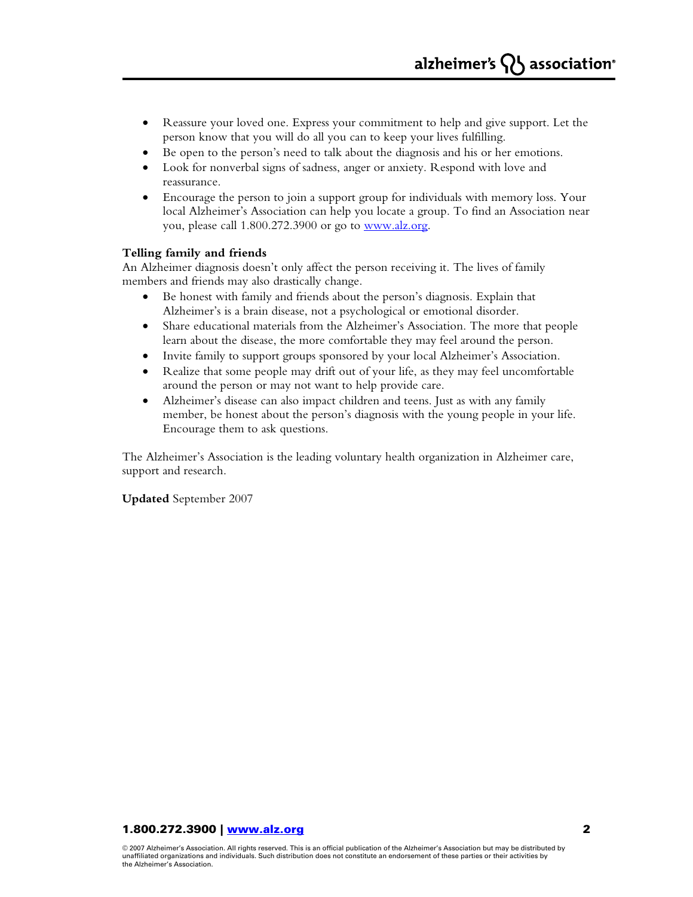- Reassure your loved one. Express your commitment to help and give support. Let the person know that you will do all you can to keep your lives fulfilling.
- Be open to the person's need to talk about the diagnosis and his or her emotions.
- Look for nonverbal signs of sadness, anger or anxiety. Respond with love and reassurance.
- Encourage the person to join a support group for individuals with memory loss. Your local Alzheimer's Association can help you locate a group. To find an Association near you, please call 1.800.272.3900 or go to [www.alz.org](http://www.alz.org).

**Telling family and friends**

An Alzheimer diagnosis doesn't only affect the person receiving it. The lives of family members and friends may also drastically change.

- Be honest with family and friends about the person's diagnosis. Explain that Alzheimer's is a brain disease, not a psychological or emotional disorder.
- Share educational materials from the Alzheimer's Association. The more that people learn about the disease, the more comfortable they may feel around the person.
- Invite family to support groups sponsored by your local Alzheimer's Association.
- Realize that some people may drift out of your life, as they may feel uncomfortable around the person or may not want to help provide care.
- Alzheimer's disease can also impact children and teens. Just as with any family member, be honest about the person's diagnosis with the young people in your life. Encourage them to ask questions.

The Alzheimer's Association is the leading voluntary health organization in Alzheimer care, support and research.

**Updated** September 2007

© 2007 Alzheimer's Association. All rights reserved. This is an official publication of the Alzheimer's Association but may be distributed by unaffiliated organizations and individuals. Such distribution does not constitute an endorsement of these parties or their activities by the Alzheimer's Association.